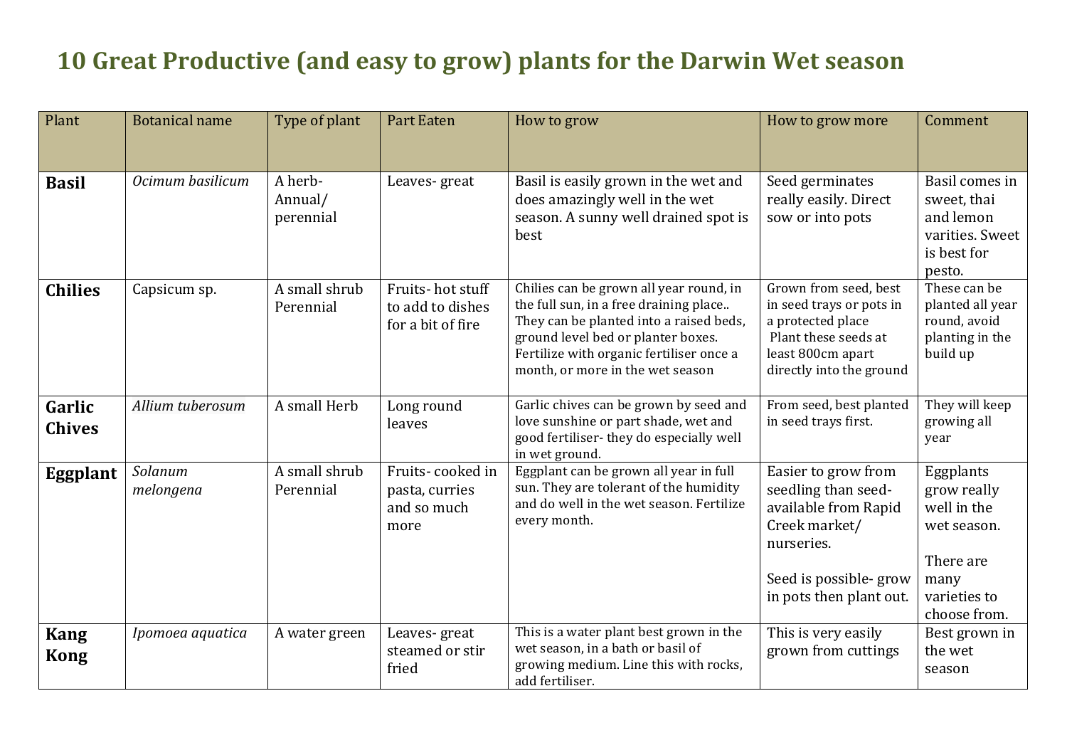# 10 Great Productive (and easy to grow) plants for the Darwin Wet season

| Plant | Botanical name | Type of plant | Part Eaten | How to grow | How to grow more | Comment |
|---|---|---|---|---|---|---|
| **Basil** | *Ocimum basilicum* | A herb- Annual/ perennial | Leaves- great | Basil is easily grown in the wet and does amazingly well in the wet season. A sunny well drained spot is best | Seed germinates really easily. Direct sow or into pots | Basil comes in sweet, thai and lemon varities. Sweet is best for pesto. |
| **Chilies** | Capsicum sp. | A small shrub Perennial | Fruits- hot stuff to add to dishes for a bit of fire | Chilies can be grown all year round, in the full sun, in a free draining place.. They can be planted into a raised beds, ground level bed or planter boxes. Fertilize with organic fertiliser once a month, or more in the wet season | Grown from seed, best in seed trays or pots in a protected place Plant these seeds at least 800cm apart directly into the ground | These can be planted all year round, avoid planting in the build up |
| **Garlic Chives** | *Allium tuberosum* | A small Herb | Long round leaves | Garlic chives can be grown by seed and love sunshine or part shade, wet and good fertiliser- they do especially well in wet ground. | From seed, best planted in seed trays first. | They will keep growing all year |
| **Eggplant** | *Solanum melongena* | A small shrub Perennial | Fruits- cooked in pasta, curries and so much more | Eggplant can be grown all year in full sun. They are tolerant of the humidity and do well in the wet season. Fertilize every month. | Easier to grow from seedling than seed- available from Rapid Creek market/ nurseries.<br><br>Seed is possible- grow in pots then plant out. | Eggplants grow really well in the wet season.<br><br>There are many varieties to choose from. |
| **Kang Kong** | *Ipomoea aquatica* | A water green | Leaves- great steamed or stir fried | This is a water plant best grown in the wet season, in a bath or basil of growing medium. Line this with rocks, add fertiliser. | This is very easily grown from cuttings | Best grown in the wet season |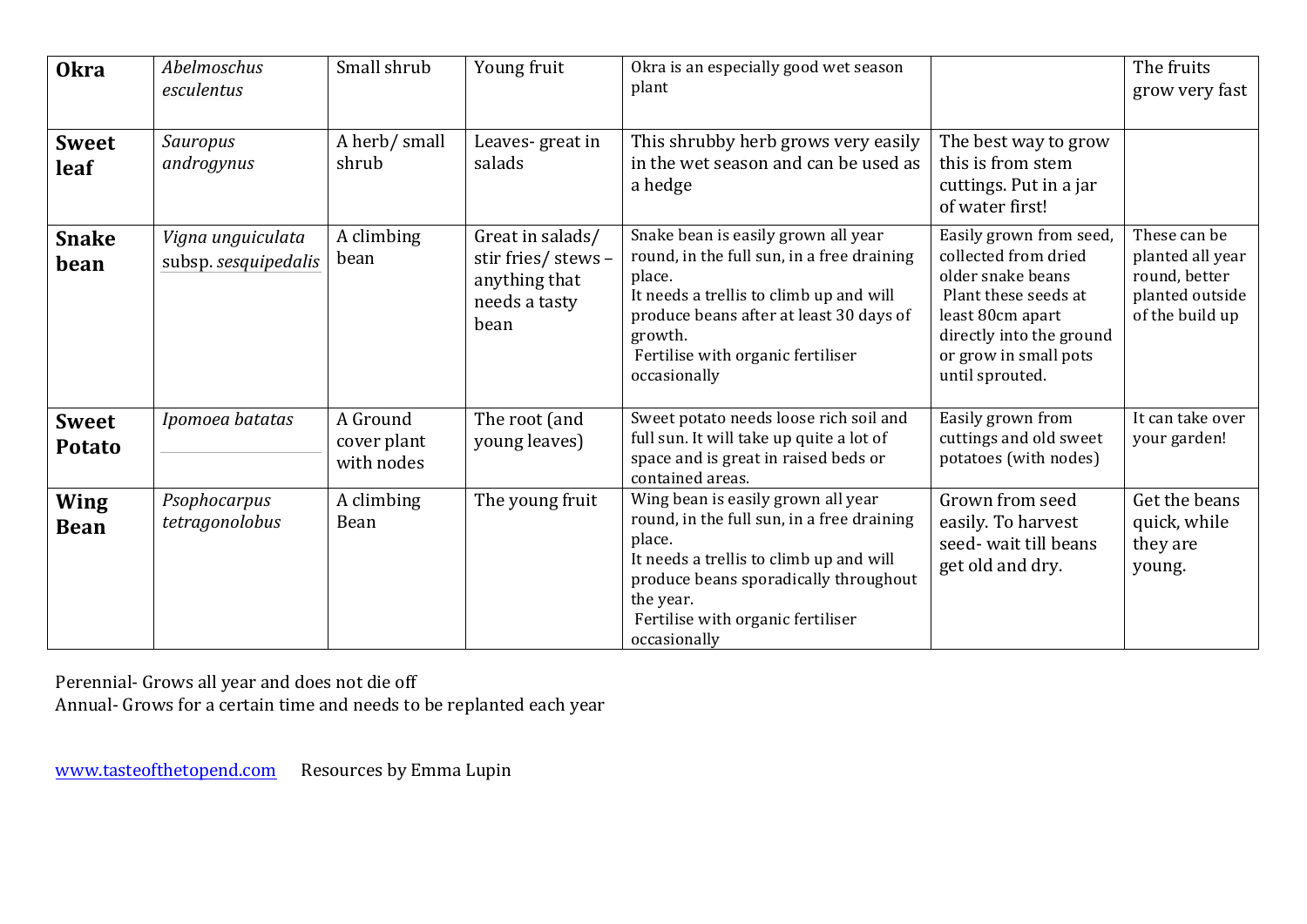| | | | | | | |
|---|---|---|---|---|---|---|
| **Okra** | *Abelmoschus esculentus* | Small shrub | Young fruit | Okra is an especially good wet season plant | | The fruits grow very fast |
| **Sweet leaf** | *Sauropus androgynus* | A herb/ small shrub | Leaves- great in salads | This shrubby herb grows very easily in the wet season and can be used as a hedge | The best way to grow this is from stem cuttings. Put in a jar of water first! | |
| **Snake bean** | *Vigna unguiculata* subsp. *sesquipedalis* | A climbing bean | Great in salads/ stir fries/ stews – anything that needs a tasty bean | Snake bean is easily grown all year round, in the full sun, in a free draining place.<br>It needs a trellis to climb up and will produce beans after at least 30 days of growth.<br>Fertilise with organic fertiliser occasionally | Easily grown from seed, collected from dried older snake beans<br>Plant these seeds at least 80cm apart directly into the ground or grow in small pots until sprouted. | These can be planted all year round, better planted outside of the build up |
| **Sweet Potato** | *Ipomoea batatas* | A Ground cover plant with nodes | The root (and young leaves) | Sweet potato needs loose rich soil and full sun. It will take up quite a lot of space and is great in raised beds or contained areas. | Easily grown from cuttings and old sweet potatoes (with nodes) | It can take over your garden! |
| **Wing Bean** | *Psophocarpus tetragonolobus* | A climbing Bean | The young fruit | Wing bean is easily grown all year round, in the full sun, in a free draining place.<br>It needs a trellis to climb up and will produce beans sporadically throughout the year.<br>Fertilise with organic fertiliser occasionally | Grown from seed easily. To harvest seed- wait till beans get old and dry. | Get the beans quick, while they are young. |

Perennial- Grows all year and does not die off
Annual- Grows for a certain time and needs to be replanted each year

www.tasteofthetopend.com Resources by Emma Lupin